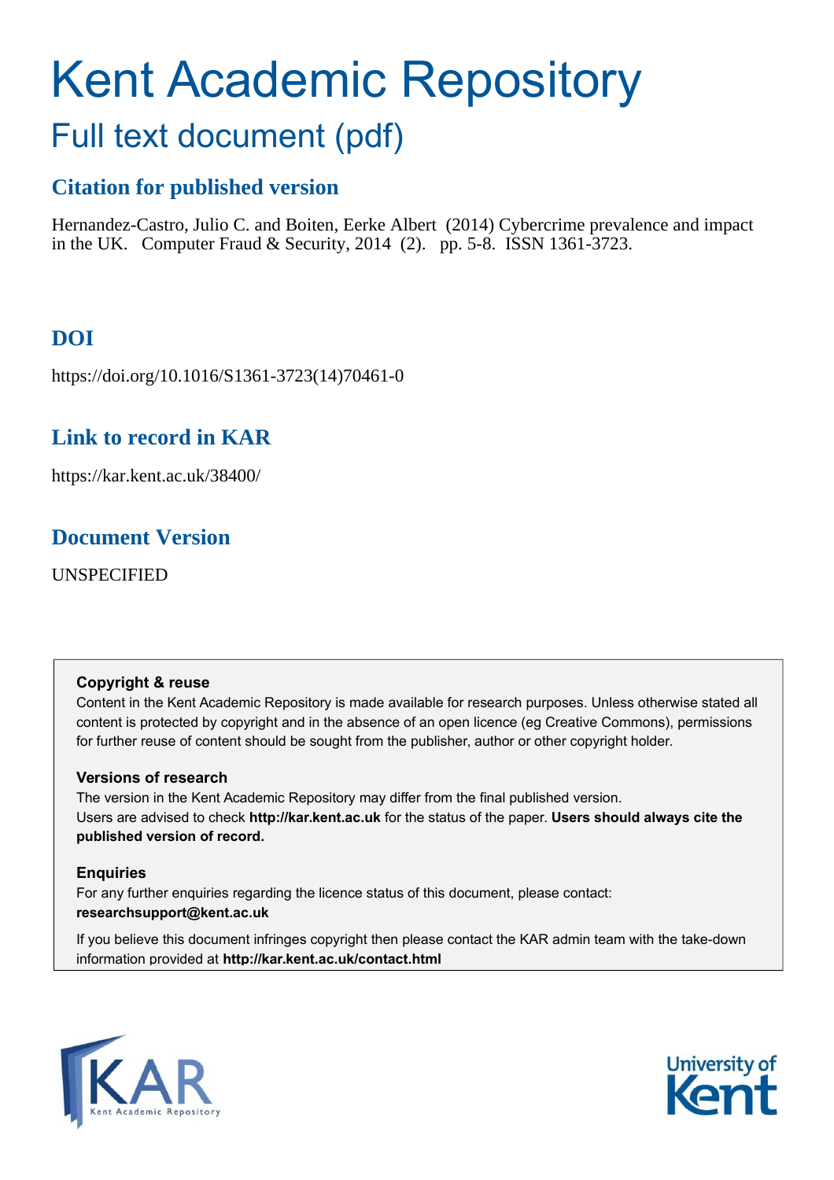# Kent Academic Repository

## Full text document (pdf)

### Citation for published version

Hernandez-Castro, Julio C. and Boiten, Eerke Albert (2014) Cybercrime prevalence and impact in the UK. Computer Fraud & Security, 2014 (2). pp. 5-8. ISSN 1361-3723.

### DOI

https://doi.org/10.1016/S1361-3723(14)70461-0

### Link to record in KAR

https://kar.kent.ac.uk/38400/

### Document Version

UNSPECIFIED

**Copyright & reuse**

Content in the Kent Academic Repository is made available for research purposes. Unless otherwise stated all content is protected by copyright and in the absence of an open licence (eg Creative Commons), permissions for further reuse of content should be sought from the publisher, author or other copyright holder.

**Versions of research**

The version in the Kent Academic Repository may differ from the final published version.
Users are advised to check **http://kar.kent.ac.uk** for the status of the paper. **Users should always cite the published version of record.**

**Enquiries**

For any further enquiries regarding the licence status of this document, please contact:
**researchsupport@kent.ac.uk**

If you believe this document infringes copyright then please contact the KAR admin team with the take-down information provided at **http://kar.kent.ac.uk/contact.html**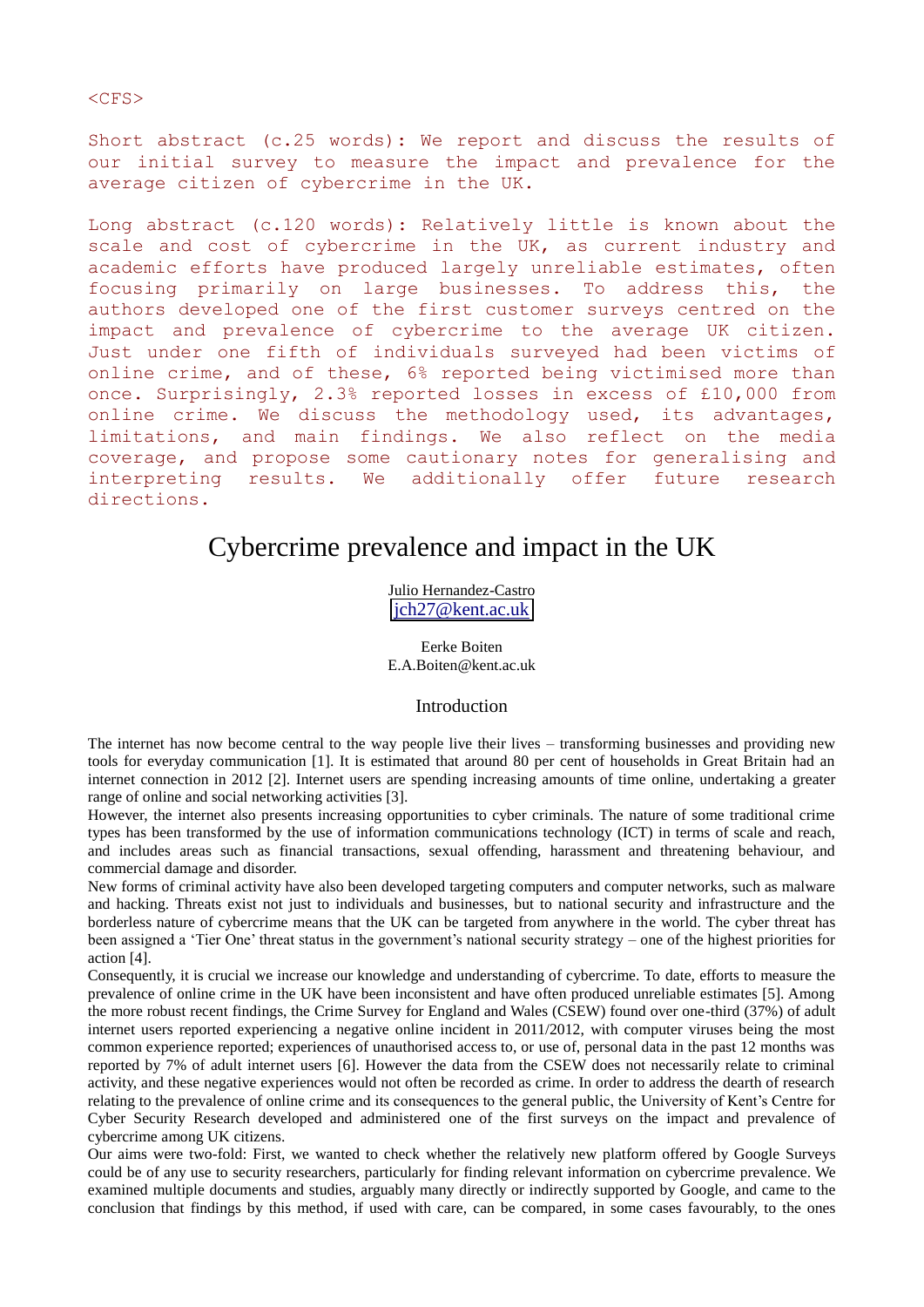<CFS>

Short abstract (c.25 words): We report and discuss the results of our initial survey to measure the impact and prevalence for the average citizen of cybercrime in the UK.

Long abstract (c.120 words): Relatively little is known about the scale and cost of cybercrime in the UK, as current industry and academic efforts have produced largely unreliable estimates, often focusing primarily on large businesses. To address this, the authors developed one of the first customer surveys centred on the impact and prevalence of cybercrime to the average UK citizen. Just under one fifth of individuals surveyed had been victims of online crime, and of these, 6% reported being victimised more than once. Surprisingly, 2.3% reported losses in excess of £10,000 from online crime. We discuss the methodology used, its advantages, limitations, and main findings. We also reflect on the media coverage, and propose some cautionary notes for generalising and interpreting results. We additionally offer future research directions.

# Cybercrime prevalence and impact in the UK

Julio Hernandez-Castro
jch27@kent.ac.uk

Eerke Boiten
E.A.Boiten@kent.ac.uk

## Introduction

The internet has now become central to the way people live their lives – transforming businesses and providing new tools for everyday communication [1]. It is estimated that around 80 per cent of households in Great Britain had an internet connection in 2012 [2]. Internet users are spending increasing amounts of time online, undertaking a greater range of online and social networking activities [3].

However, the internet also presents increasing opportunities to cyber criminals. The nature of some traditional crime types has been transformed by the use of information communications technology (ICT) in terms of scale and reach, and includes areas such as financial transactions, sexual offending, harassment and threatening behaviour, and commercial damage and disorder.

New forms of criminal activity have also been developed targeting computers and computer networks, such as malware and hacking. Threats exist not just to individuals and businesses, but to national security and infrastructure and the borderless nature of cybercrime means that the UK can be targeted from anywhere in the world. The cyber threat has been assigned a 'Tier One' threat status in the government's national security strategy – one of the highest priorities for action [4].

Consequently, it is crucial we increase our knowledge and understanding of cybercrime. To date, efforts to measure the prevalence of online crime in the UK have been inconsistent and have often produced unreliable estimates [5]. Among the more robust recent findings, the Crime Survey for England and Wales (CSEW) found over one-third (37%) of adult internet users reported experiencing a negative online incident in 2011/2012, with computer viruses being the most common experience reported; experiences of unauthorised access to, or use of, personal data in the past 12 months was reported by 7% of adult internet users [6]. However the data from the CSEW does not necessarily relate to criminal activity, and these negative experiences would not often be recorded as crime. In order to address the dearth of research relating to the prevalence of online crime and its consequences to the general public, the University of Kent's Centre for Cyber Security Research developed and administered one of the first surveys on the impact and prevalence of cybercrime among UK citizens.

Our aims were two-fold: First, we wanted to check whether the relatively new platform offered by Google Surveys could be of any use to security researchers, particularly for finding relevant information on cybercrime prevalence. We examined multiple documents and studies, arguably many directly or indirectly supported by Google, and came to the conclusion that findings by this method, if used with care, can be compared, in some cases favourably, to the ones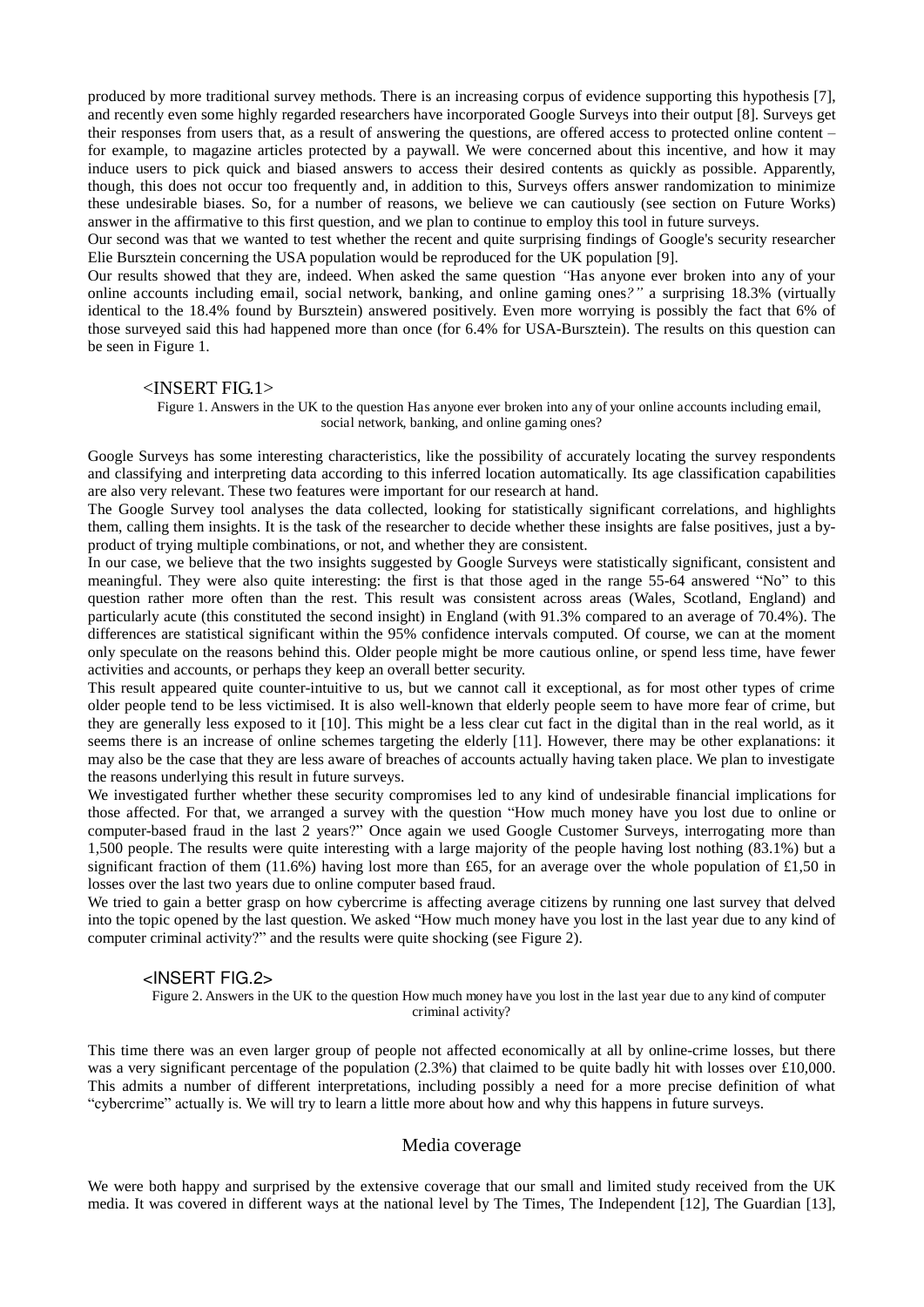produced by more traditional survey methods. There is an increasing corpus of evidence supporting this hypothesis [7], and recently even some highly regarded researchers have incorporated Google Surveys into their output [8]. Surveys get their responses from users that, as a result of answering the questions, are offered access to protected online content – for example, to magazine articles protected by a paywall. We were concerned about this incentive, and how it may induce users to pick quick and biased answers to access their desired contents as quickly as possible. Apparently, though, this does not occur too frequently and, in addition to this, Surveys offers answer randomization to minimize these undesirable biases. So, for a number of reasons, we believe we can cautiously (see section on Future Works) answer in the affirmative to this first question, and we plan to continue to employ this tool in future surveys.

Our second was that we wanted to test whether the recent and quite surprising findings of Google's security researcher Elie Bursztein concerning the USA population would be reproduced for the UK population [9].

Our results showed that they are, indeed. When asked the same question *"Has anyone ever broken into any of your online accounts including email, social network, banking, and online gaming ones?"* a surprising 18.3% (virtually identical to the 18.4% found by Bursztein) answered positively. Even more worrying is possibly the fact that 6% of those surveyed said this had happened more than once (for 6.4% for USA-Bursztein). The results on this question can be seen in Figure 1.

<INSERT FIG.1>

Figure 1. Answers in the UK to the question Has anyone ever broken into any of your online accounts including email, social network, banking, and online gaming ones?

Google Surveys has some interesting characteristics, like the possibility of accurately locating the survey respondents and classifying and interpreting data according to this inferred location automatically. Its age classification capabilities are also very relevant. These two features were important for our research at hand.

The Google Survey tool analyses the data collected, looking for statistically significant correlations, and highlights them, calling them insights. It is the task of the researcher to decide whether these insights are false positives, just a by-product of trying multiple combinations, or not, and whether they are consistent.

In our case, we believe that the two insights suggested by Google Surveys were statistically significant, consistent and meaningful. They were also quite interesting: the first is that those aged in the range 55-64 answered "No" to this question rather more often than the rest. This result was consistent across areas (Wales, Scotland, England) and particularly acute (this constituted the second insight) in England (with 91.3% compared to an average of 70.4%). The differences are statistical significant within the 95% confidence intervals computed. Of course, we can at the moment only speculate on the reasons behind this. Older people might be more cautious online, or spend less time, have fewer activities and accounts, or perhaps they keep an overall better security.

This result appeared quite counter-intuitive to us, but we cannot call it exceptional, as for most other types of crime older people tend to be less victimised. It is also well-known that elderly people seem to have more fear of crime, but they are generally less exposed to it [10]. This might be a less clear cut fact in the digital than in the real world, as it seems there is an increase of online schemes targeting the elderly [11]. However, there may be other explanations: it may also be the case that they are less aware of breaches of accounts actually having taken place. We plan to investigate the reasons underlying this result in future surveys.

We investigated further whether these security compromises led to any kind of undesirable financial implications for those affected. For that, we arranged a survey with the question "How much money have you lost due to online or computer-based fraud in the last 2 years?" Once again we used Google Customer Surveys, interrogating more than 1,500 people. The results were quite interesting with a large majority of the people having lost nothing (83.1%) but a significant fraction of them (11.6%) having lost more than £65, for an average over the whole population of £1,50 in losses over the last two years due to online computer based fraud.

We tried to gain a better grasp on how cybercrime is affecting average citizens by running one last survey that delved into the topic opened by the last question. We asked "How much money have you lost in the last year due to any kind of computer criminal activity?" and the results were quite shocking (see Figure 2).

<INSERT FIG.2>

Figure 2. Answers in the UK to the question How much money have you lost in the last year due to any kind of computer criminal activity?

This time there was an even larger group of people not affected economically at all by online-crime losses, but there was a very significant percentage of the population (2.3%) that claimed to be quite badly hit with losses over £10,000. This admits a number of different interpretations, including possibly a need for a more precise definition of what "cybercrime" actually is. We will try to learn a little more about how and why this happens in future surveys.

## Media coverage

We were both happy and surprised by the extensive coverage that our small and limited study received from the UK media. It was covered in different ways at the national level by The Times, The Independent [12], The Guardian [13],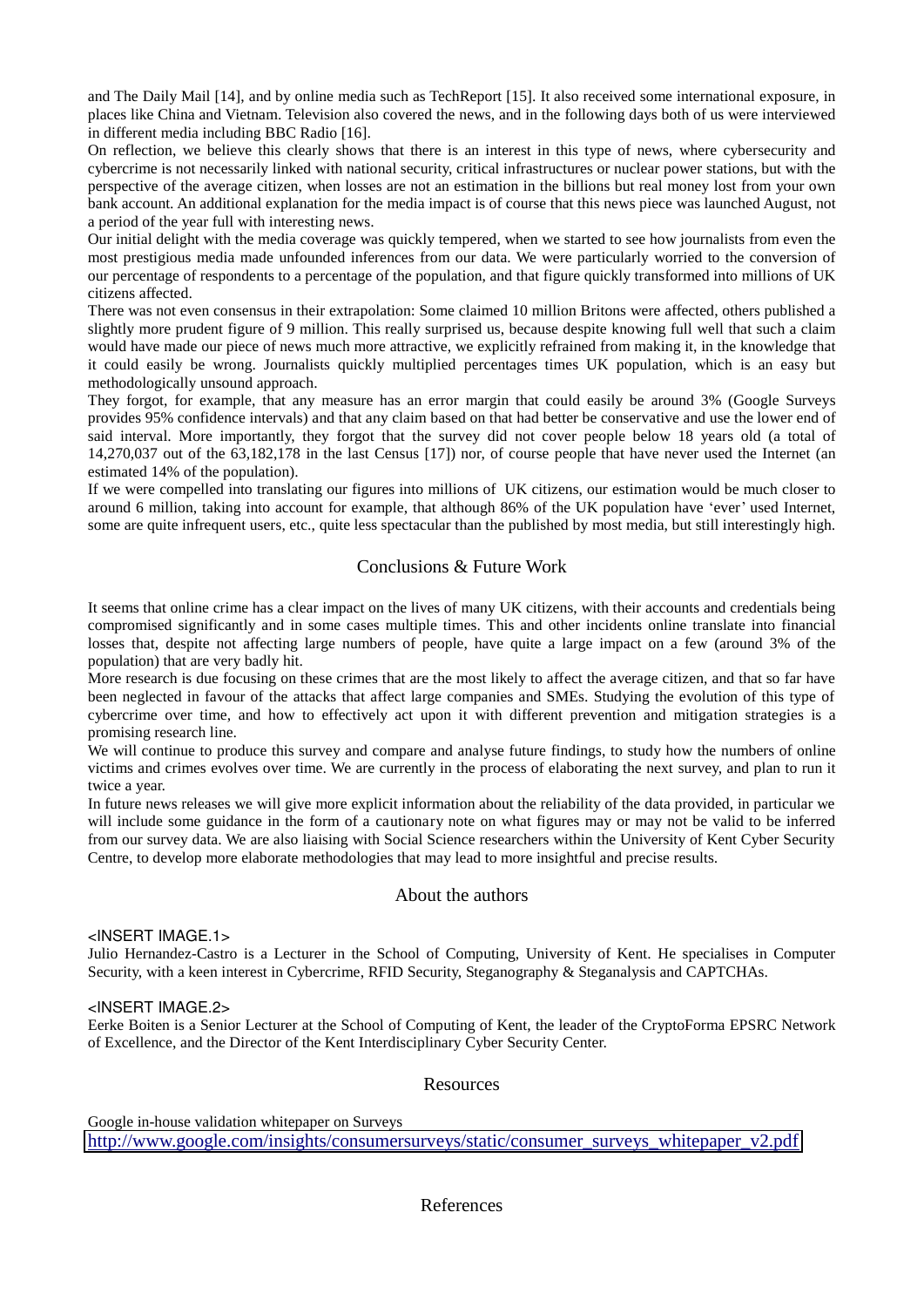and The Daily Mail [14], and by online media such as TechReport [15]. It also received some international exposure, in places like China and Vietnam. Television also covered the news, and in the following days both of us were interviewed in different media including BBC Radio [16].

On reflection, we believe this clearly shows that there is an interest in this type of news, where cybersecurity and cybercrime is not necessarily linked with national security, critical infrastructures or nuclear power stations, but with the perspective of the average citizen, when losses are not an estimation in the billions but real money lost from your own bank account. An additional explanation for the media impact is of course that this news piece was launched August, not a period of the year full with interesting news.

Our initial delight with the media coverage was quickly tempered, when we started to see how journalists from even the most prestigious media made unfounded inferences from our data. We were particularly worried to the conversion of our percentage of respondents to a percentage of the population, and that figure quickly transformed into millions of UK citizens affected.

There was not even consensus in their extrapolation: Some claimed 10 million Britons were affected, others published a slightly more prudent figure of 9 million. This really surprised us, because despite knowing full well that such a claim would have made our piece of news much more attractive, we explicitly refrained from making it, in the knowledge that it could easily be wrong. Journalists quickly multiplied percentages times UK population, which is an easy but methodologically unsound approach.

They forgot, for example, that any measure has an error margin that could easily be around 3% (Google Surveys provides 95% confidence intervals) and that any claim based on that had better be conservative and use the lower end of said interval. More importantly, they forgot that the survey did not cover people below 18 years old (a total of 14,270,037 out of the 63,182,178 in the last Census [17]) nor, of course people that have never used the Internet (an estimated 14% of the population).

If we were compelled into translating our figures into millions of UK citizens, our estimation would be much closer to around 6 million, taking into account for example, that although 86% of the UK population have 'ever' used Internet, some are quite infrequent users, etc., quite less spectacular than the published by most media, but still interestingly high.

## Conclusions & Future Work

It seems that online crime has a clear impact on the lives of many UK citizens, with their accounts and credentials being compromised significantly and in some cases multiple times. This and other incidents online translate into financial losses that, despite not affecting large numbers of people, have quite a large impact on a few (around 3% of the population) that are very badly hit.

More research is due focusing on these crimes that are the most likely to affect the average citizen, and that so far have been neglected in favour of the attacks that affect large companies and SMEs. Studying the evolution of this type of cybercrime over time, and how to effectively act upon it with different prevention and mitigation strategies is a promising research line.

We will continue to produce this survey and compare and analyse future findings, to study how the numbers of online victims and crimes evolves over time. We are currently in the process of elaborating the next survey, and plan to run it twice a year.

In future news releases we will give more explicit information about the reliability of the data provided, in particular we will include some guidance in the form of a cautionary note on what figures may or may not be valid to be inferred from our survey data. We are also liaising with Social Science researchers within the University of Kent Cyber Security Centre, to develop more elaborate methodologies that may lead to more insightful and precise results.

## About the authors

<INSERT IMAGE.1>

Julio Hernandez-Castro is a Lecturer in the School of Computing, University of Kent. He specialises in Computer Security, with a keen interest in Cybercrime, RFID Security, Steganography & Steganalysis and CAPTCHAs.

<INSERT IMAGE.2>

Eerke Boiten is a Senior Lecturer at the School of Computing of Kent, the leader of the CryptoForma EPSRC Network of Excellence, and the Director of the Kent Interdisciplinary Cyber Security Center.

## Resources

Google in-house validation whitepaper on Surveys
http://www.google.com/insights/consumersurveys/static/consumer_surveys_whitepaper_v2.pdf

## References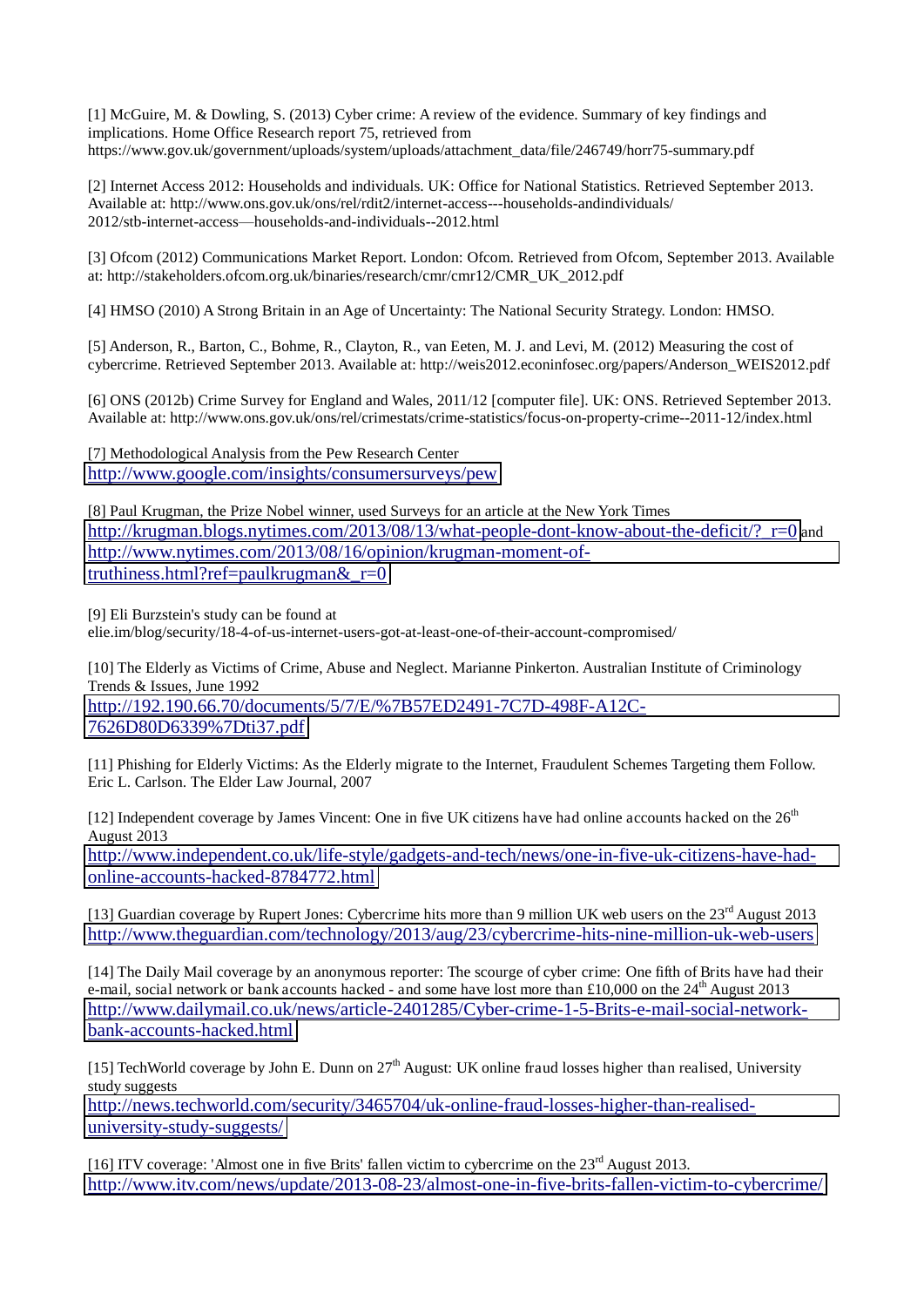[1] McGuire, M. & Dowling, S. (2013) Cyber crime: A review of the evidence. Summary of key findings and implications. Home Office Research report 75, retrieved from https://www.gov.uk/government/uploads/system/uploads/attachment_data/file/246749/horr75-summary.pdf

[2] Internet Access 2012: Households and individuals. UK: Office for National Statistics. Retrieved September 2013. Available at: http://www.ons.gov.uk/ons/rel/rdit2/internet-access---households-andindividuals/ 2012/stb-internet-access—households-and-individuals--2012.html

[3] Ofcom (2012) Communications Market Report. London: Ofcom. Retrieved from Ofcom, September 2013. Available at: http://stakeholders.ofcom.org.uk/binaries/research/cmr/cmr12/CMR_UK_2012.pdf

[4] HMSO (2010) A Strong Britain in an Age of Uncertainty: The National Security Strategy. London: HMSO.

[5] Anderson, R., Barton, C., Bohme, R., Clayton, R., van Eeten, M. J. and Levi, M. (2012) Measuring the cost of cybercrime. Retrieved September 2013. Available at: http://weis2012.econinfosec.org/papers/Anderson_WEIS2012.pdf

[6] ONS (2012b) Crime Survey for England and Wales, 2011/12 [computer file]. UK: ONS. Retrieved September 2013. Available at: http://www.ons.gov.uk/ons/rel/crimestats/crime-statistics/focus-on-property-crime--2011-12/index.html

[7] Methodological Analysis from the Pew Research Center
http://www.google.com/insights/consumersurveys/pew

[8] Paul Krugman, the Prize Nobel winner, used Surveys for an article at the New York Times
http://krugman.blogs.nytimes.com/2013/08/13/what-people-dont-know-about-the-deficit/?_r=0 and http://www.nytimes.com/2013/08/16/opinion/krugman-moment-of-truthiness.html?ref=paulkrugman&_r=0

[9] Eli Burzstein's study can be found at
elie.im/blog/security/18-4-of-us-internet-users-got-at-least-one-of-their-account-compromised/

[10] The Elderly as Victims of Crime, Abuse and Neglect. Marianne Pinkerton. Australian Institute of Criminology Trends & Issues, June 1992
http://192.190.66.70/documents/5/7/E/%7B57ED2491-7C7D-498F-A12C-7626D80D6339%7Dti37.pdf

[11] Phishing for Elderly Victims: As the Elderly migrate to the Internet, Fraudulent Schemes Targeting them Follow. Eric L. Carlson. The Elder Law Journal, 2007

[12] Independent coverage by James Vincent: One in five UK citizens have had online accounts hacked on the 26th August 2013
http://www.independent.co.uk/life-style/gadgets-and-tech/news/one-in-five-uk-citizens-have-had-online-accounts-hacked-8784772.html

[13] Guardian coverage by Rupert Jones: Cybercrime hits more than 9 million UK web users on the 23rd August 2013
http://www.theguardian.com/technology/2013/aug/23/cybercrime-hits-nine-million-uk-web-users

[14] The Daily Mail coverage by an anonymous reporter: The scourge of cyber crime: One fifth of Brits have had their e-mail, social network or bank accounts hacked - and some have lost more than £10,000 on the 24th August 2013
http://www.dailymail.co.uk/news/article-2401285/Cyber-crime-1-5-Brits-e-mail-social-network-bank-accounts-hacked.html

[15] TechWorld coverage by John E. Dunn on 27th August: UK online fraud losses higher than realised, University study suggests
http://news.techworld.com/security/3465704/uk-online-fraud-losses-higher-than-realised-university-study-suggests/

[16] ITV coverage: 'Almost one in five Brits' fallen victim to cybercrime on the 23rd August 2013.
http://www.itv.com/news/update/2013-08-23/almost-one-in-five-brits-fallen-victim-to-cybercrime/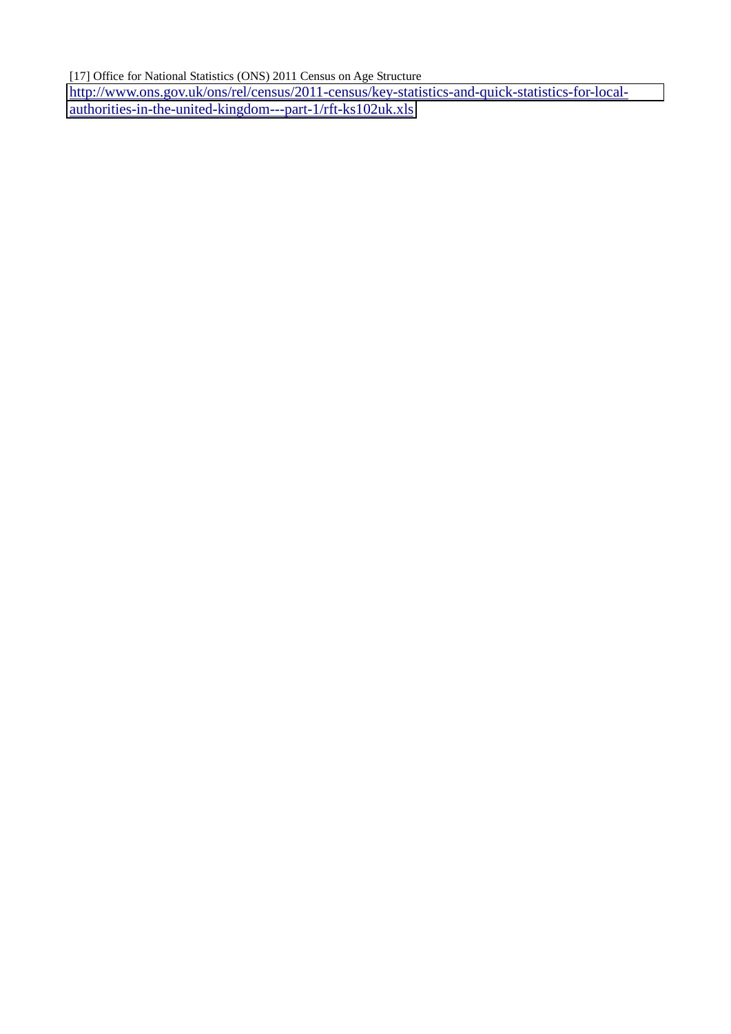[17] Office for National Statistics (ONS) 2011 Census on Age Structure http://www.ons.gov.uk/ons/rel/census/2011-census/key-statistics-and-quick-statistics-for-local-authorities-in-the-united-kingdom---part-1/rft-ks102uk.xls